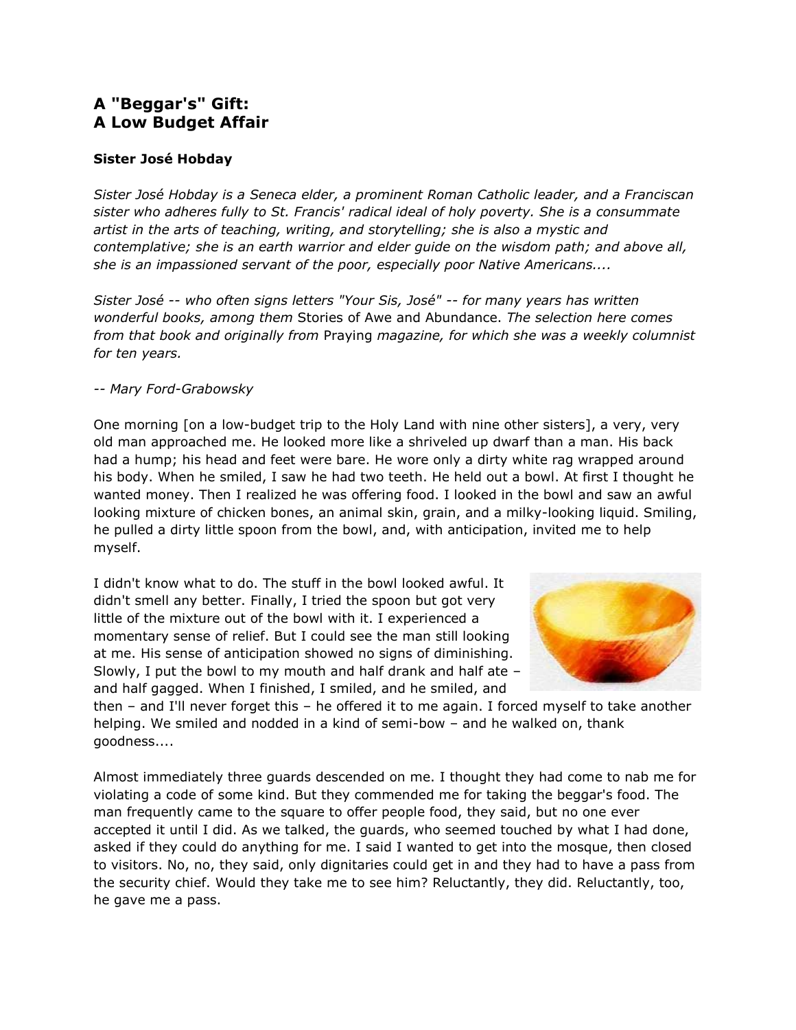# A "Beggar's" Gift:
# A Low Budget Affair

**Sister José Hobday**

*Sister José Hobday is a Seneca elder, a prominent Roman Catholic leader, and a Franciscan sister who adheres fully to St. Francis' radical ideal of holy poverty. She is a consummate artist in the arts of teaching, writing, and storytelling; she is also a mystic and contemplative; she is an earth warrior and elder guide on the wisdom path; and above all, she is an impassioned servant of the poor, especially poor Native Americans....*

*Sister José -- who often signs letters "Your Sis, José" -- for many years has written wonderful books, among them* Stories of Awe and Abundance. *The selection here comes from that book and originally from* Praying *magazine, for which she was a weekly columnist for ten years.*

*-- Mary Ford-Grabowsky*

One morning [on a low-budget trip to the Holy Land with nine other sisters], a very, very old man approached me. He looked more like a shriveled up dwarf than a man. His back had a hump; his head and feet were bare. He wore only a dirty white rag wrapped around his body. When he smiled, I saw he had two teeth. He held out a bowl. At first I thought he wanted money. Then I realized he was offering food. I looked in the bowl and saw an awful looking mixture of chicken bones, an animal skin, grain, and a milky-looking liquid. Smiling, he pulled a dirty little spoon from the bowl, and, with anticipation, invited me to help myself.

I didn't know what to do. The stuff in the bowl looked awful. It didn't smell any better. Finally, I tried the spoon but got very little of the mixture out of the bowl with it. I experienced a momentary sense of relief. But I could see the man still looking at me. His sense of anticipation showed no signs of diminishing. Slowly, I put the bowl to my mouth and half drank and half ate – and half gagged. When I finished, I smiled, and he smiled, and then – and I'll never forget this – he offered it to me again. I forced myself to take another helping. We smiled and nodded in a kind of semi-bow – and he walked on, thank goodness....

Almost immediately three guards descended on me. I thought they had come to nab me for violating a code of some kind. But they commended me for taking the beggar's food. The man frequently came to the square to offer people food, they said, but no one ever accepted it until I did. As we talked, the guards, who seemed touched by what I had done, asked if they could do anything for me. I said I wanted to get into the mosque, then closed to visitors. No, no, they said, only dignitaries could get in and they had to have a pass from the security chief. Would they take me to see him? Reluctantly, they did. Reluctantly, too, he gave me a pass.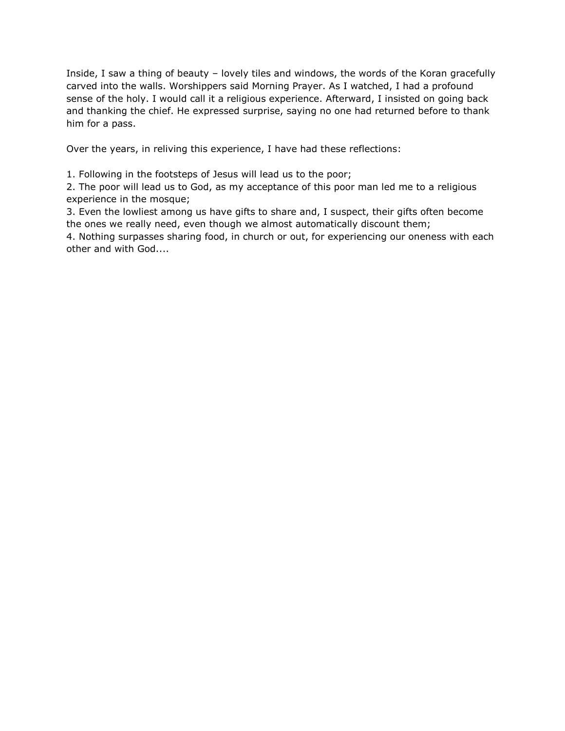Inside, I saw a thing of beauty – lovely tiles and windows, the words of the Koran gracefully carved into the walls. Worshippers said Morning Prayer. As I watched, I had a profound sense of the holy. I would call it a religious experience. Afterward, I insisted on going back and thanking the chief. He expressed surprise, saying no one had returned before to thank him for a pass.

Over the years, in reliving this experience, I have had these reflections:

1. Following in the footsteps of Jesus will lead us to the poor;
2. The poor will lead us to God, as my acceptance of this poor man led me to a religious experience in the mosque;
3. Even the lowliest among us have gifts to share and, I suspect, their gifts often become the ones we really need, even though we almost automatically discount them;
4. Nothing surpasses sharing food, in church or out, for experiencing our oneness with each other and with God....